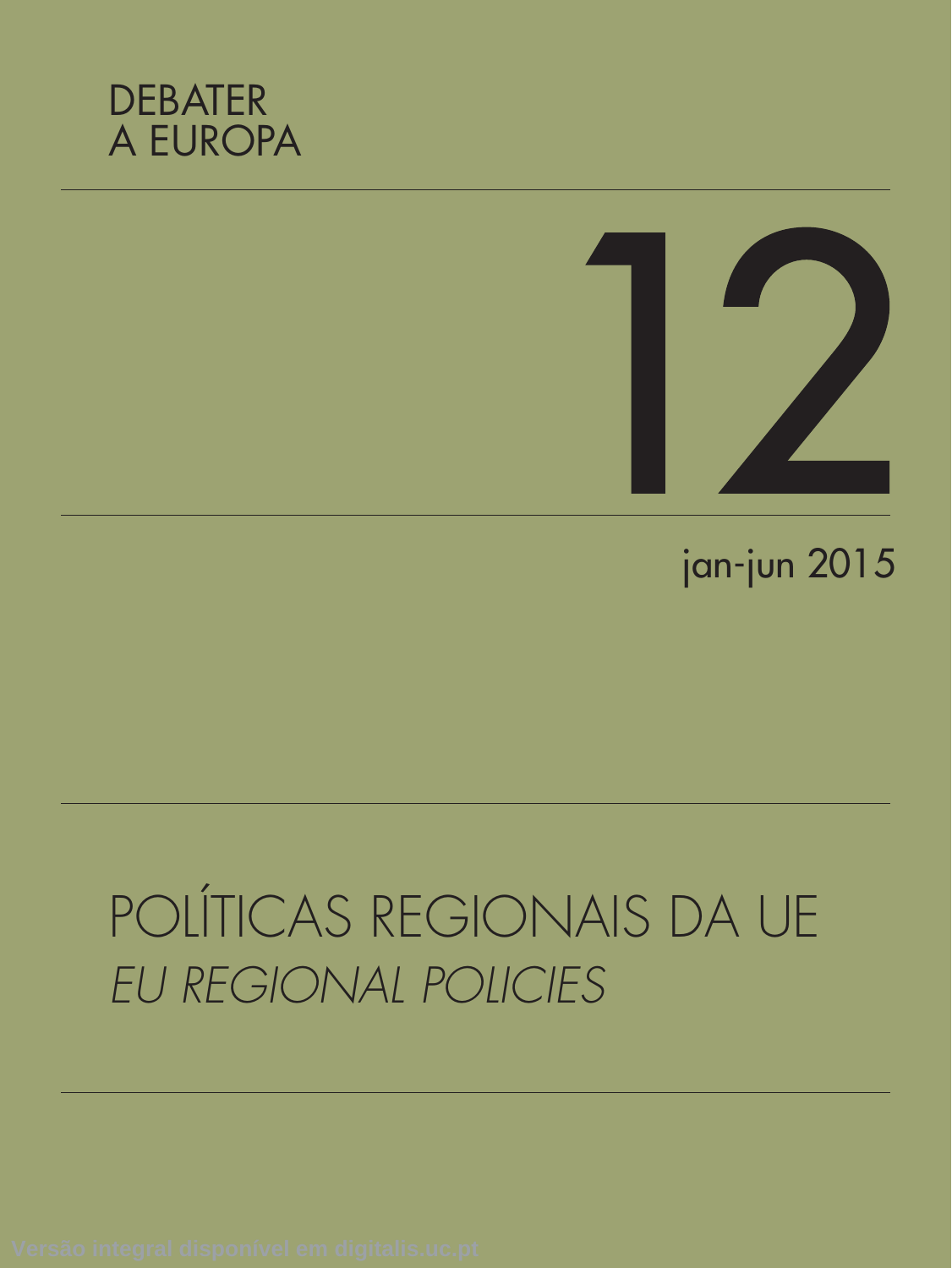DEBATER
A EUROPA

# 12

jan-jun 2015

# POLÍTICAS REGIONAIS DA UE

*EU REGIONAL POLICIES*

Versão integral disponível em digitalis.uc.pt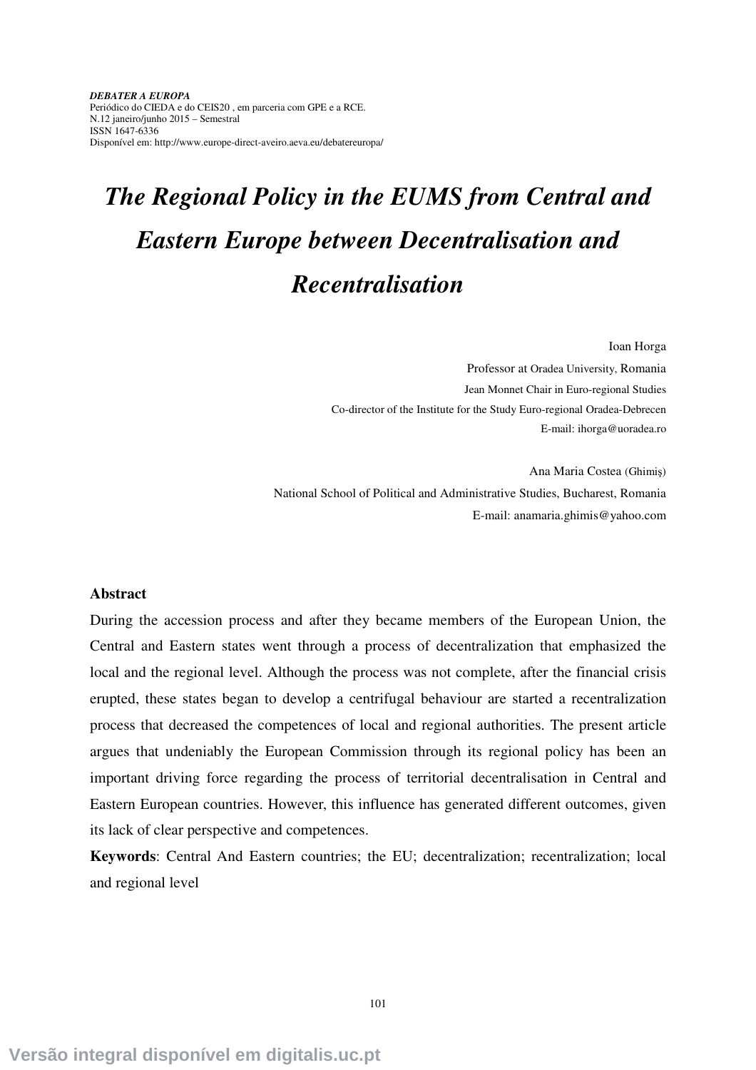# The Regional Policy in the EUMS from Central and Eastern Europe between Decentralisation and Recentralisation

Ioan Horga
Professor at Oradea University, Romania
Jean Monnet Chair in Euro-regional Studies
Co-director of the Institute for the Study Euro-regional Oradea-Debrecen
E-mail: ihorga@uoradea.ro

Ana Maria Costea (Ghimiş)
National School of Political and Administrative Studies, Bucharest, Romania
E-mail: anamaria.ghimis@yahoo.com

**Abstract**

During the accession process and after they became members of the European Union, the Central and Eastern states went through a process of decentralization that emphasized the local and the regional level. Although the process was not complete, after the financial crisis erupted, these states began to develop a centrifugal behaviour are started a recentralization process that decreased the competences of local and regional authorities. The present article argues that undeniably the European Commission through its regional policy has been an important driving force regarding the process of territorial decentralisation in Central and Eastern European countries. However, this influence has generated different outcomes, given its lack of clear perspective and competences.

**Keywords**: Central And Eastern countries; the EU; decentralization; recentralization; local and regional level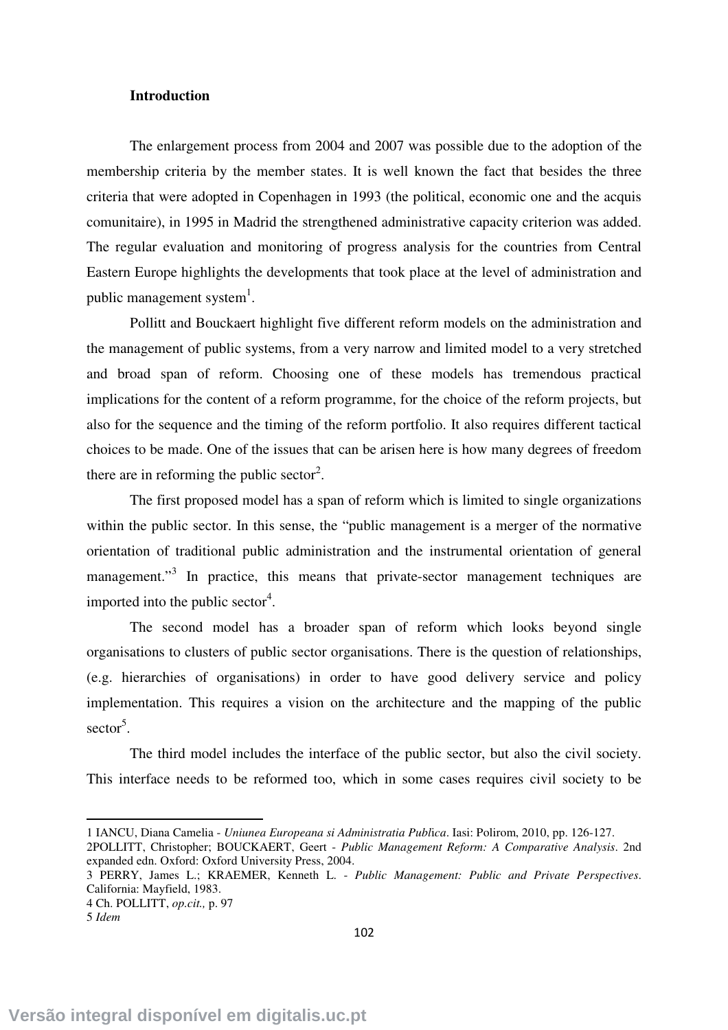**Introduction**

The enlargement process from 2004 and 2007 was possible due to the adoption of the membership criteria by the member states. It is well known the fact that besides the three criteria that were adopted in Copenhagen in 1993 (the political, economic one and the acquis comunitaire), in 1995 in Madrid the strengthened administrative capacity criterion was added. The regular evaluation and monitoring of progress analysis for the countries from Central Eastern Europe highlights the developments that took place at the level of administration and public management system[1].

Pollitt and Bouckaert highlight five different reform models on the administration and the management of public systems, from a very narrow and limited model to a very stretched and broad span of reform. Choosing one of these models has tremendous practical implications for the content of a reform programme, for the choice of the reform projects, but also for the sequence and the timing of the reform portfolio. It also requires different tactical choices to be made. One of the issues that can be arisen here is how many degrees of freedom there are in reforming the public sector[2].

The first proposed model has a span of reform which is limited to single organizations within the public sector. In this sense, the "public management is a merger of the normative orientation of traditional public administration and the instrumental orientation of general management."[3] In practice, this means that private-sector management techniques are imported into the public sector[4].

The second model has a broader span of reform which looks beyond single organisations to clusters of public sector organisations. There is the question of relationships, (e.g. hierarchies of organisations) in order to have good delivery service and policy implementation. This requires a vision on the architecture and the mapping of the public sector[5].

The third model includes the interface of the public sector, but also the civil society. This interface needs to be reformed too, which in some cases requires civil society to be

---

1 IANCU, Diana Camelia - *Uniunea Europeana si Administratia Publica*. Iasi: Polirom, 2010, pp. 126-127.

2POLLITT, Christopher; BOUCKAERT, Geert - *Public Management Reform: A Comparative Analysis*. 2nd expanded edn. Oxford: Oxford University Press, 2004.

3 PERRY, James L.; KRAEMER, Kenneth L. - *Public Management: Public and Private Perspectives*. California: Mayfield, 1983.

4 Ch. POLLITT, *op.cit.,* p. 97

5 *Idem*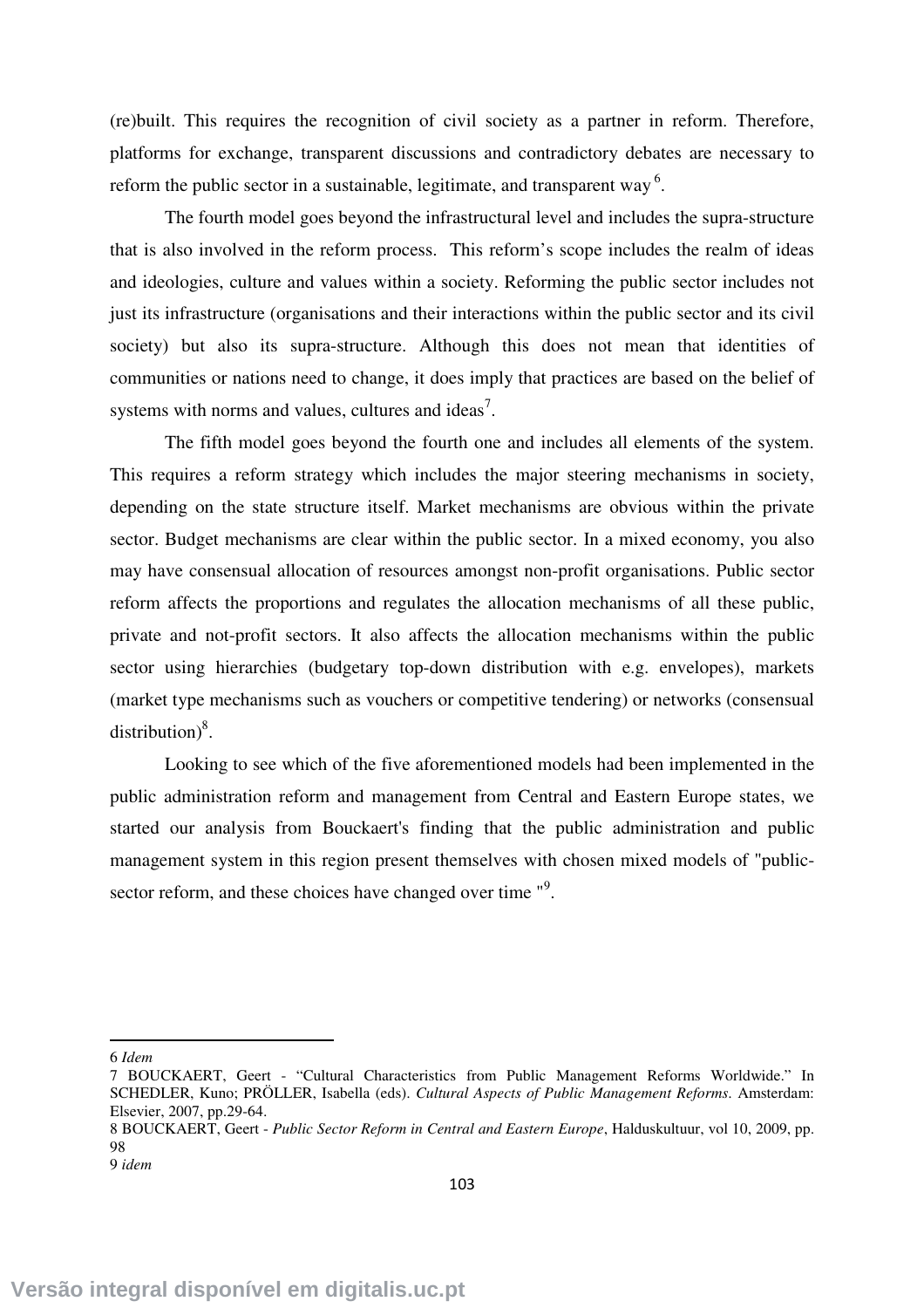(re)built. This requires the recognition of civil society as a partner in reform. Therefore, platforms for exchange, transparent discussions and contradictory debates are necessary to reform the public sector in a sustainable, legitimate, and transparent way [6].

The fourth model goes beyond the infrastructural level and includes the supra-structure that is also involved in the reform process. This reform's scope includes the realm of ideas and ideologies, culture and values within a society. Reforming the public sector includes not just its infrastructure (organisations and their interactions within the public sector and its civil society) but also its supra-structure. Although this does not mean that identities of communities or nations need to change, it does imply that practices are based on the belief of systems with norms and values, cultures and ideas[7].

The fifth model goes beyond the fourth one and includes all elements of the system. This requires a reform strategy which includes the major steering mechanisms in society, depending on the state structure itself. Market mechanisms are obvious within the private sector. Budget mechanisms are clear within the public sector. In a mixed economy, you also may have consensual allocation of resources amongst non-profit organisations. Public sector reform affects the proportions and regulates the allocation mechanisms of all these public, private and not-profit sectors. It also affects the allocation mechanisms within the public sector using hierarchies (budgetary top-down distribution with e.g. envelopes), markets (market type mechanisms such as vouchers or competitive tendering) or networks (consensual distribution)[8].

Looking to see which of the five aforementioned models had been implemented in the public administration reform and management from Central and Eastern Europe states, we started our analysis from Bouckaert's finding that the public administration and public management system in this region present themselves with chosen mixed models of "public-sector reform, and these choices have changed over time "[9].

---

6 *Idem*

7 BOUCKAERT, Geert - "Cultural Characteristics from Public Management Reforms Worldwide." In SCHEDLER, Kuno; PRÖLLER, Isabella (eds). *Cultural Aspects of Public Management Reforms*. Amsterdam: Elsevier, 2007, pp.29-64.

8 BOUCKAERT, Geert - *Public Sector Reform in Central and Eastern Europe*, Halduskultuur, vol 10, 2009, pp. 98

9 *idem*

Versão integral disponível em digitalis.uc.pt